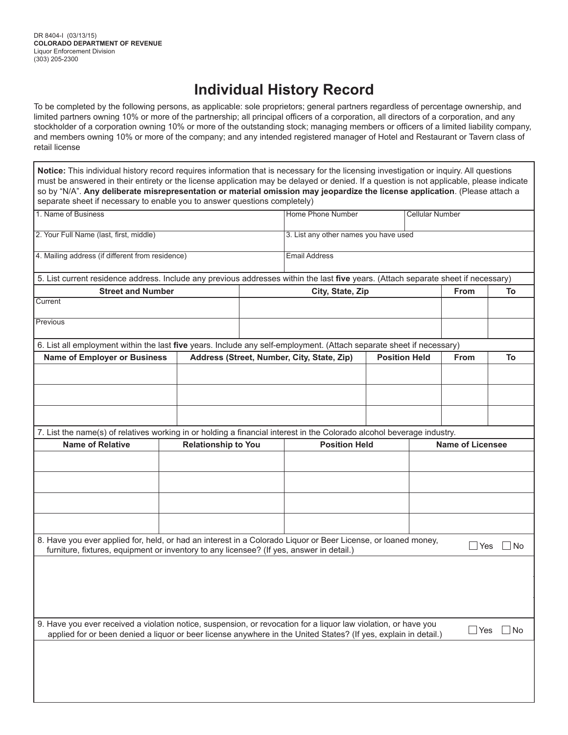DR 8404-I (03/13/15)
**COLORADO DEPARTMENT OF REVENUE**
Liquor Enforcement Division
(303) 205-2300

# Individual History Record

To be completed by the following persons, as applicable: sole proprietors; general partners regardless of percentage ownership, and limited partners owning 10% or more of the partnership; all principal officers of a corporation, all directors of a corporation, and any stockholder of a corporation owning 10% or more of the outstanding stock; managing members or officers of a limited liability company, and members owning 10% or more of the company; and any intended registered manager of Hotel and Restaurant or Tavern class of retail license

**Notice:** This individual history record requires information that is necessary for the licensing investigation or inquiry. All questions must be answered in their entirety or the license application may be delayed or denied. If a question is not applicable, please indicate so by "N/A". **Any deliberate misrepresentation or material omission may jeopardize the license application**. (Please attach a separate sheet if necessary to enable you to answer questions completely)

| 1. Name of Business | Home Phone Number | Cellular Number |
|---|---|---|
| | | |

| 2. Your Full Name (last, first, middle) | 3. List any other names you have used |
|---|---|
| | |

| 4. Mailing address (if different from residence) | Email Address |
|---|---|
| | |

5. List current residence address. Include any previous addresses within the last **five** years. (Attach separate sheet if necessary)

| Street and Number | City, State, Zip | From | To |
|---|---|---|---|
| Current | | | |
| Previous | | | |

6. List all employment within the last **five** years. Include any self-employment. (Attach separate sheet if necessary)

| Name of Employer or Business | Address (Street, Number, City, State, Zip) | Position Held | From | To |
|---|---|---|---|---|
| | | | | |
| | | | | |
| | | | | |

7. List the name(s) of relatives working in or holding a financial interest in the Colorado alcohol beverage industry.

| Name of Relative | Relationship to You | Position Held | Name of Licensee |
|---|---|---|---|
| | | | |
| | | | |
| | | | |
| | | | |

8. Have you ever applied for, held, or had an interest in a Colorado Liquor or Beer License, or loaned money, furniture, fixtures, equipment or inventory to any licensee? (If yes, answer in detail.) ☐ Yes ☐ No

9. Have you ever received a violation notice, suspension, or revocation for a liquor law violation, or have you applied for or been denied a liquor or beer license anywhere in the United States? (If yes, explain in detail.) ☐ Yes ☐ No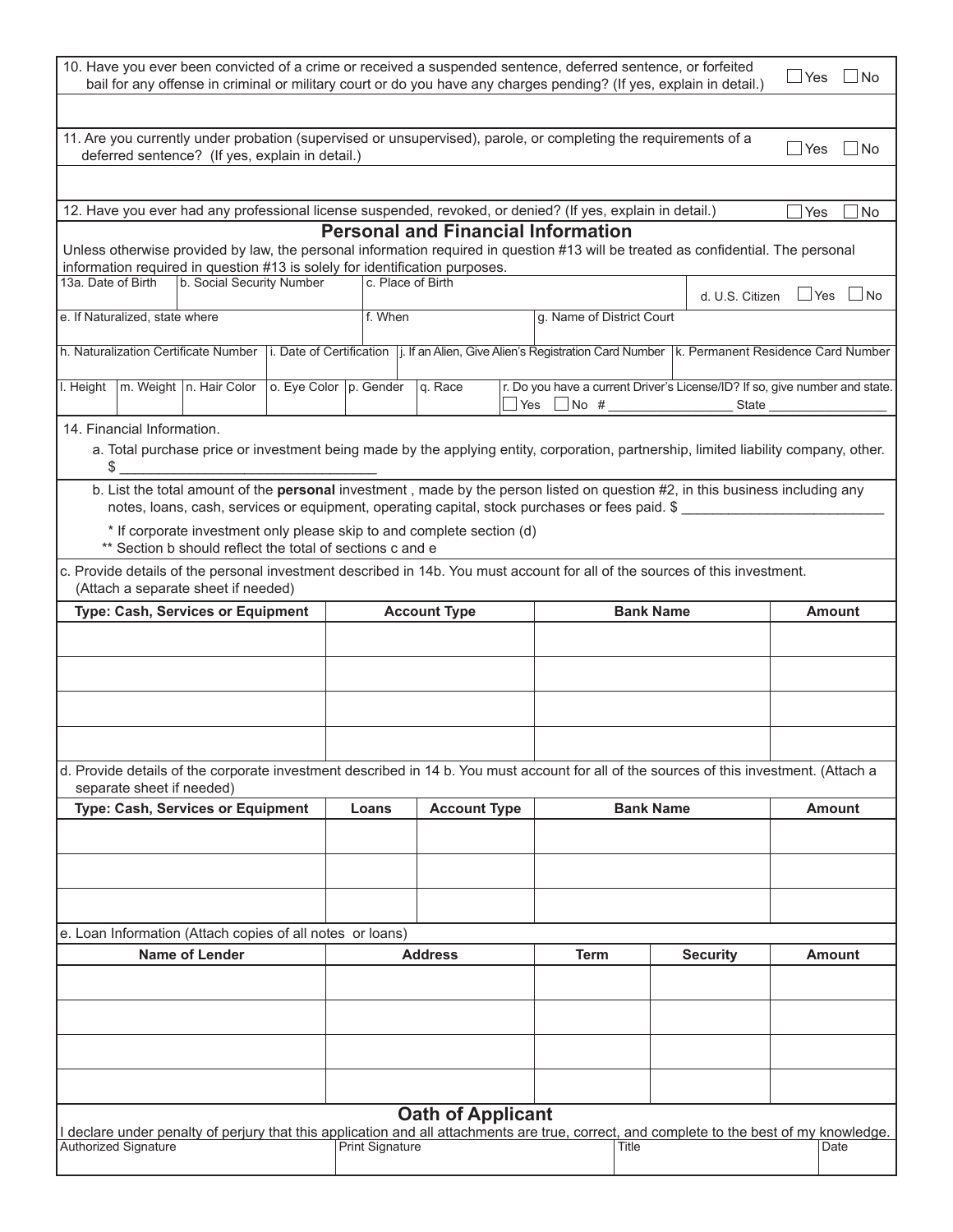10. Have you ever been convicted of a crime or received a suspended sentence, deferred sentence, or forfeited bail for any offense in criminal or military court or do you have any charges pending? (If yes, explain in detail.) ☐ Yes ☐ No

11. Are you currently under probation (supervised or unsupervised), parole, or completing the requirements of a deferred sentence? (If yes, explain in detail.) ☐ Yes ☐ No

12. Have you ever had any professional license suspended, revoked, or denied? (If yes, explain in detail.) ☐ Yes ☐ No

## Personal and Financial Information

Unless otherwise provided by law, the personal information required in question #13 will be treated as confidential. The personal information required in question #13 is solely for identification purposes.

| | | | |
|---|---|---|---|
| 13a. Date of Birth | b. Social Security Number | c. Place of Birth | d. U.S. Citizen ☐ Yes ☐ No |
| e. If Naturalized, state where | f. When | g. Name of District Court | |

| | | | |
|---|---|---|---|
| h. Naturalization Certificate Number | i. Date of Certification | j. If an Alien, Give Alien's Registration Card Number | k. Permanent Residence Card Number |

| | | | | | | |
|---|---|---|---|---|---|---|
| l. Height | m. Weight | n. Hair Color | o. Eye Color | p. Gender | q. Race | r. Do you have a current Driver's License/ID? If so, give number and state. ☐ Yes ☐ No # _________________ State ________________ |

14. Financial Information.

a. Total purchase price or investment being made by the applying entity, corporation, partnership, limited liability company, other. $ _________________________________

b. List the total amount of the **personal** investment , made by the person listed on question #2, in this business including any notes, loans, cash, services or equipment, operating capital, stock purchases or fees paid. $ __________________________

\* If corporate investment only please skip to and complete section (d)
\*\* Section b should reflect the total of sections c and e

c. Provide details of the personal investment described in 14b. You must account for all of the sources of this investment. (Attach a separate sheet if needed)

| Type: Cash, Services or Equipment | Account Type | Bank Name | Amount |
|---|---|---|---|
| | | | |
| | | | |
| | | | |
| | | | |

d. Provide details of the corporate investment described in 14 b. You must account for all of the sources of this investment. (Attach a separate sheet if needed)

| Type: Cash, Services or Equipment | Loans | Account Type | Bank Name | Amount |
|---|---|---|---|---|
| | | | | |
| | | | | |
| | | | | |

e. Loan Information (Attach copies of all notes or loans)

| Name of Lender | Address | Term | Security | Amount |
|---|---|---|---|---|
| | | | | |
| | | | | |
| | | | | |
| | | | | |

## Oath of Applicant

I declare under penalty of perjury that this application and all attachments are true, correct, and complete to the best of my knowledge.

| Authorized Signature | Print Signature | Title | Date |
|---|---|---|---|
| | | | |